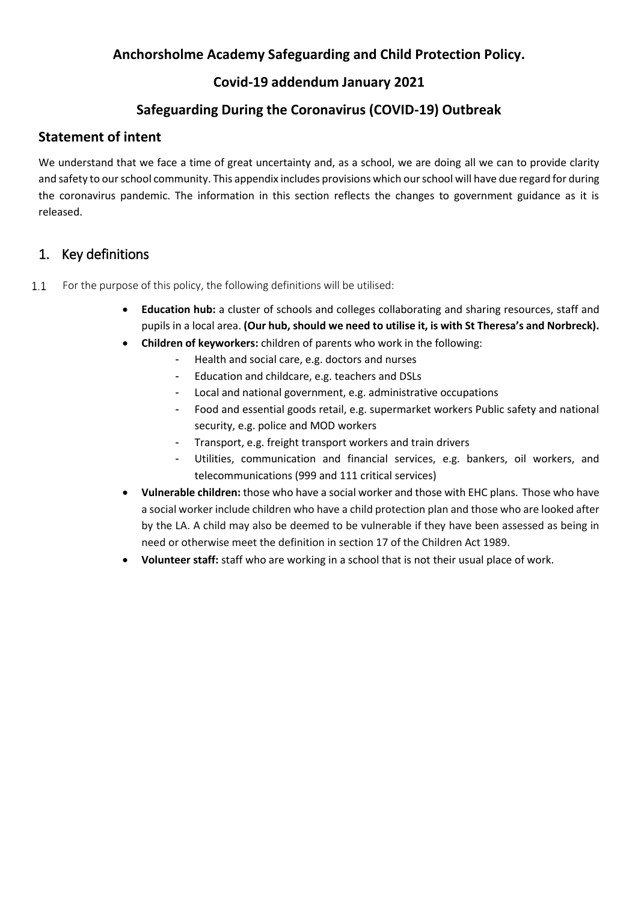# Anchorsholme Academy Safeguarding and Child Protection Policy.

## Covid-19 addendum January 2021

## Safeguarding During the Coronavirus (COVID-19) Outbreak

## Statement of intent

We understand that we face a time of great uncertainty and, as a school, we are doing all we can to provide clarity and safety to our school community. This appendix includes provisions which our school will have due regard for during the coronavirus pandemic. The information in this section reflects the changes to government guidance as it is released.

## 1. Key definitions

1.1 For the purpose of this policy, the following definitions will be utilised:

- **Education hub:** a cluster of schools and colleges collaborating and sharing resources, staff and pupils in a local area. **(Our hub, should we need to utilise it, is with St Theresa's and Norbreck).**
- **Children of keyworkers:** children of parents who work in the following:
  - Health and social care, e.g. doctors and nurses
  - Education and childcare, e.g. teachers and DSLs
  - Local and national government, e.g. administrative occupations
  - Food and essential goods retail, e.g. supermarket workers Public safety and national security, e.g. police and MOD workers
  - Transport, e.g. freight transport workers and train drivers
  - Utilities, communication and financial services, e.g. bankers, oil workers, and telecommunications (999 and 111 critical services)
- **Vulnerable children:** those who have a social worker and those with EHC plans. Those who have a social worker include children who have a child protection plan and those who are looked after by the LA. A child may also be deemed to be vulnerable if they have been assessed as being in need or otherwise meet the definition in section 17 of the Children Act 1989.
- **Volunteer staff:** staff who are working in a school that is not their usual place of work.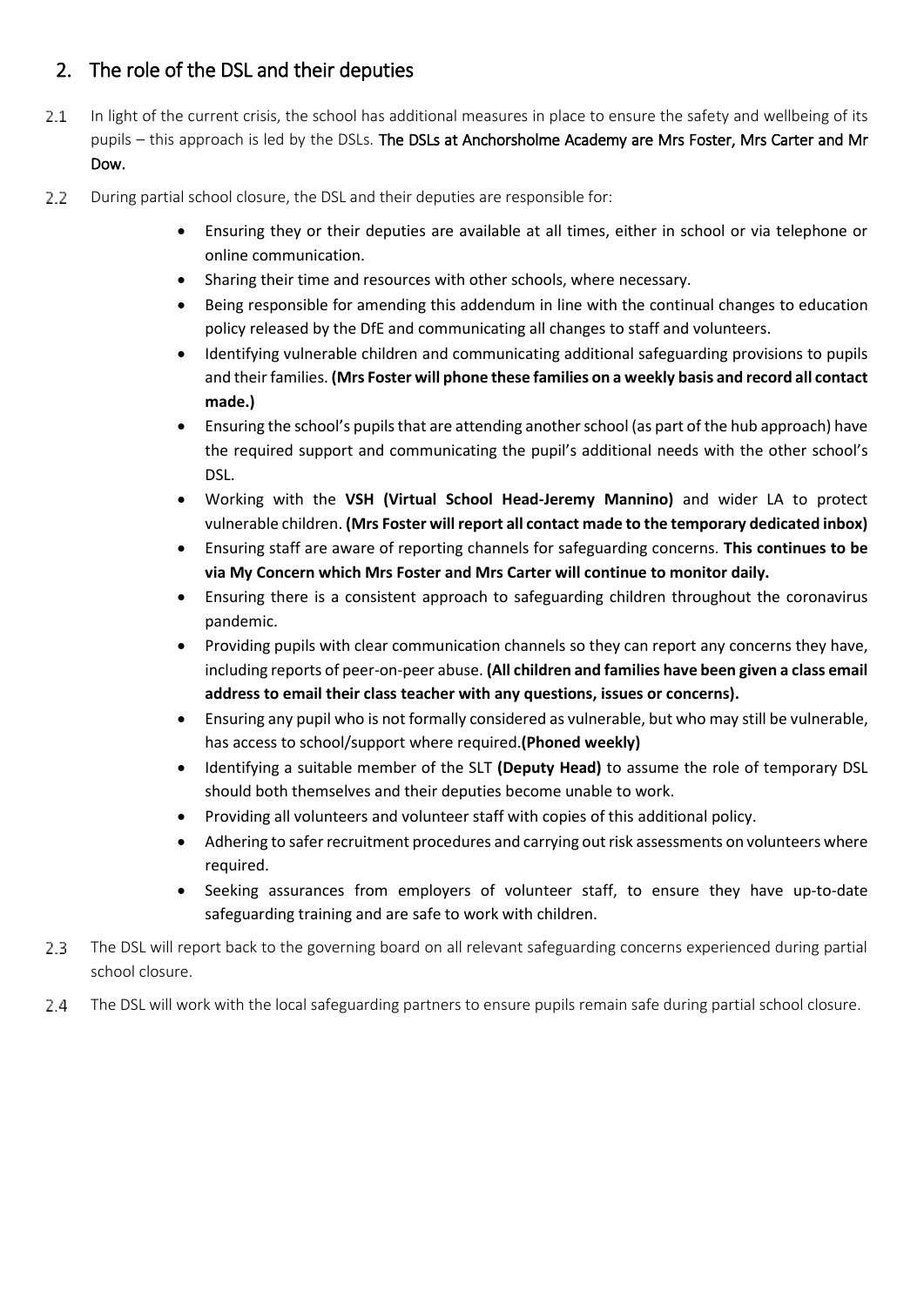## 2. The role of the DSL and their deputies

2.1 In light of the current crisis, the school has additional measures in place to ensure the safety and wellbeing of its pupils – this approach is led by the DSLs. The DSLs at Anchorsholme Academy are Mrs Foster, Mrs Carter and Mr Dow.

2.2 During partial school closure, the DSL and their deputies are responsible for:

- Ensuring they or their deputies are available at all times, either in school or via telephone or online communication.
- Sharing their time and resources with other schools, where necessary.
- Being responsible for amending this addendum in line with the continual changes to education policy released by the DfE and communicating all changes to staff and volunteers.
- Identifying vulnerable children and communicating additional safeguarding provisions to pupils and their families. **(Mrs Foster will phone these families on a weekly basis and record all contact made.)**
- Ensuring the school's pupils that are attending another school (as part of the hub approach) have the required support and communicating the pupil's additional needs with the other school's DSL.
- Working with the **VSH (Virtual School Head-Jeremy Mannino)** and wider LA to protect vulnerable children. **(Mrs Foster will report all contact made to the temporary dedicated inbox)**
- Ensuring staff are aware of reporting channels for safeguarding concerns. **This continues to be via My Concern which Mrs Foster and Mrs Carter will continue to monitor daily.**
- Ensuring there is a consistent approach to safeguarding children throughout the coronavirus pandemic.
- Providing pupils with clear communication channels so they can report any concerns they have, including reports of peer-on-peer abuse. **(All children and families have been given a class email address to email their class teacher with any questions, issues or concerns).**
- Ensuring any pupil who is not formally considered as vulnerable, but who may still be vulnerable, has access to school/support where required.**(Phoned weekly)**
- Identifying a suitable member of the SLT **(Deputy Head)** to assume the role of temporary DSL should both themselves and their deputies become unable to work.
- Providing all volunteers and volunteer staff with copies of this additional policy.
- Adhering to safer recruitment procedures and carrying out risk assessments on volunteers where required.
- Seeking assurances from employers of volunteer staff, to ensure they have up-to-date safeguarding training and are safe to work with children.

2.3 The DSL will report back to the governing board on all relevant safeguarding concerns experienced during partial school closure.

2.4 The DSL will work with the local safeguarding partners to ensure pupils remain safe during partial school closure.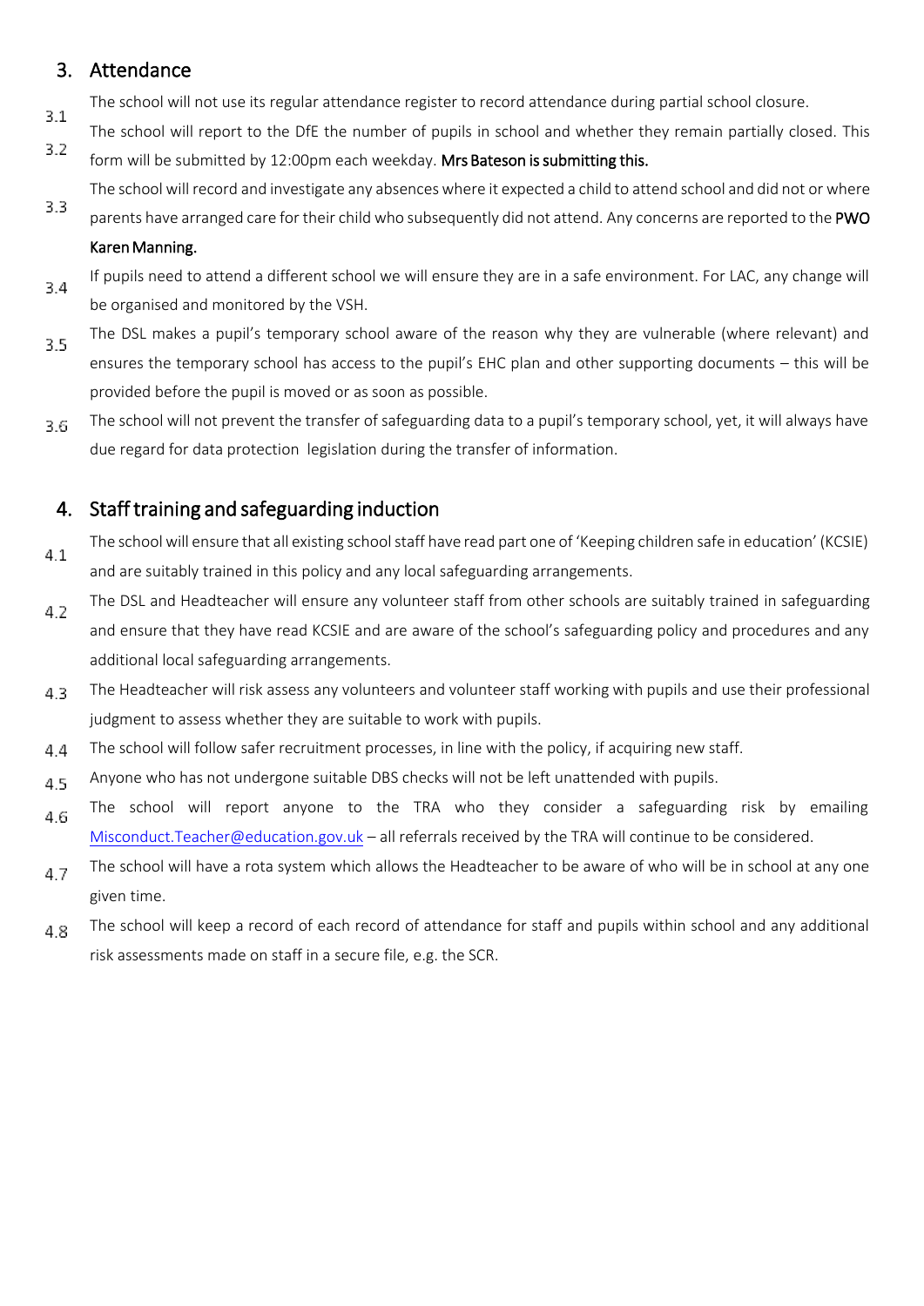## 3. Attendance

3.1 The school will not use its regular attendance register to record attendance during partial school closure.

3.2 The school will report to the DfE the number of pupils in school and whether they remain partially closed. This form will be submitted by 12:00pm each weekday. **Mrs Bateson is submitting this.**

3.3 The school will record and investigate any absences where it expected a child to attend school and did not or where parents have arranged care for their child who subsequently did not attend. Any concerns are reported to the **PWO Karen Manning.**

3.4 If pupils need to attend a different school we will ensure they are in a safe environment. For LAC, any change will be organised and monitored by the VSH.

3.5 The DSL makes a pupil's temporary school aware of the reason why they are vulnerable (where relevant) and ensures the temporary school has access to the pupil's EHC plan and other supporting documents – this will be provided before the pupil is moved or as soon as possible.

3.6 The school will not prevent the transfer of safeguarding data to a pupil's temporary school, yet, it will always have due regard for data protection legislation during the transfer of information.

## 4. Staff training and safeguarding induction

4.1 The school will ensure that all existing school staff have read part one of 'Keeping children safe in education' (KCSIE) and are suitably trained in this policy and any local safeguarding arrangements.

4.2 The DSL and Headteacher will ensure any volunteer staff from other schools are suitably trained in safeguarding and ensure that they have read KCSIE and are aware of the school's safeguarding policy and procedures and any additional local safeguarding arrangements.

4.3 The Headteacher will risk assess any volunteers and volunteer staff working with pupils and use their professional judgment to assess whether they are suitable to work with pupils.

4.4 The school will follow safer recruitment processes, in line with the policy, if acquiring new staff.

4.5 Anyone who has not undergone suitable DBS checks will not be left unattended with pupils.

4.6 The school will report anyone to the TRA who they consider a safeguarding risk by emailing Misconduct.Teacher@education.gov.uk – all referrals received by the TRA will continue to be considered.

4.7 The school will have a rota system which allows the Headteacher to be aware of who will be in school at any one given time.

4.8 The school will keep a record of each record of attendance for staff and pupils within school and any additional risk assessments made on staff in a secure file, e.g. the SCR.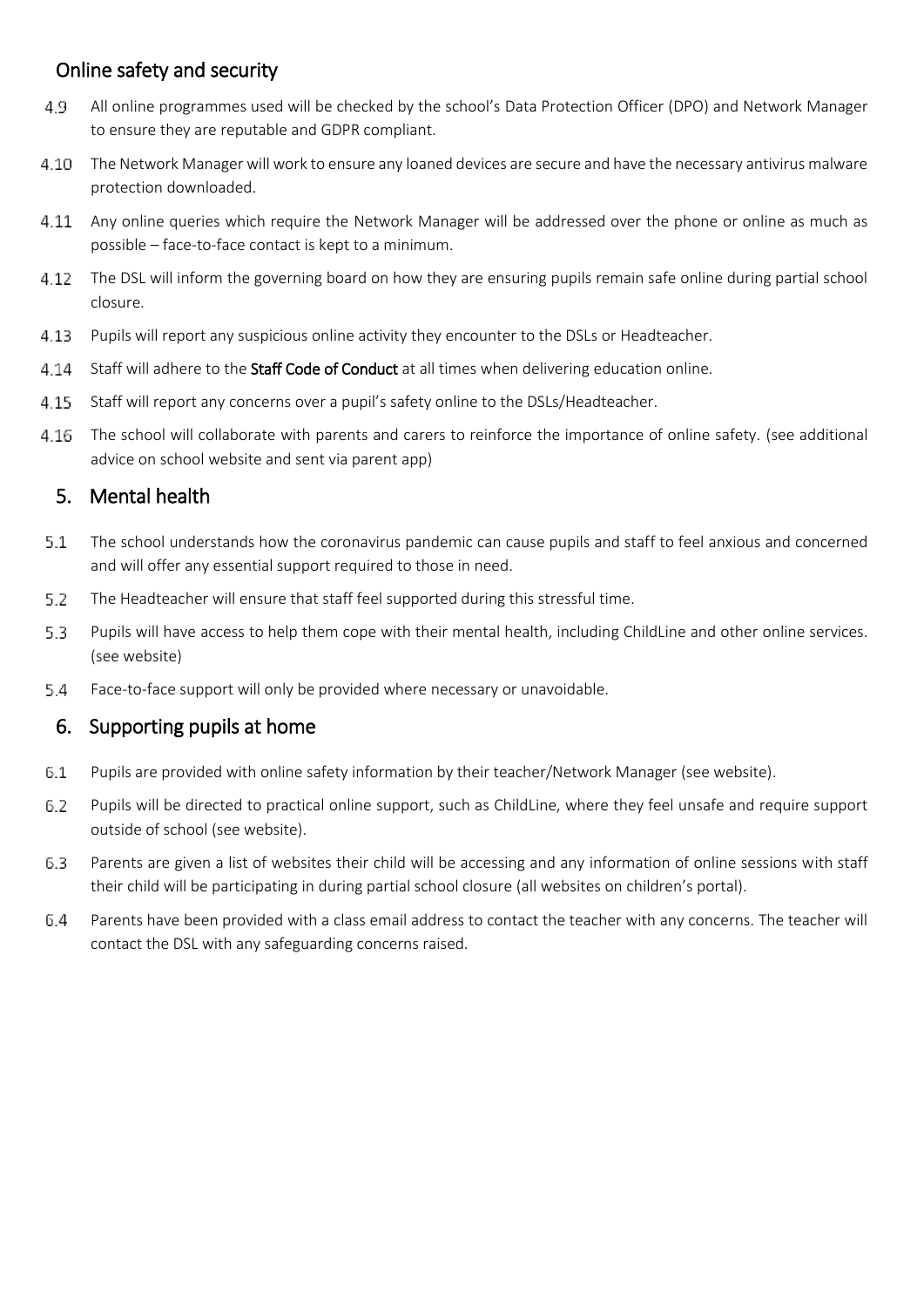## Online safety and security

4.9 All online programmes used will be checked by the school's Data Protection Officer (DPO) and Network Manager to ensure they are reputable and GDPR compliant.

4.10 The Network Manager will work to ensure any loaned devices are secure and have the necessary antivirus malware protection downloaded.

4.11 Any online queries which require the Network Manager will be addressed over the phone or online as much as possible – face-to-face contact is kept to a minimum.

4.12 The DSL will inform the governing board on how they are ensuring pupils remain safe online during partial school closure.

4.13 Pupils will report any suspicious online activity they encounter to the DSLs or Headteacher.

4.14 Staff will adhere to the **Staff Code of Conduct** at all times when delivering education online.

4.15 Staff will report any concerns over a pupil's safety online to the DSLs/Headteacher.

4.16 The school will collaborate with parents and carers to reinforce the importance of online safety. (see additional advice on school website and sent via parent app)

## 5. Mental health

5.1 The school understands how the coronavirus pandemic can cause pupils and staff to feel anxious and concerned and will offer any essential support required to those in need.

5.2 The Headteacher will ensure that staff feel supported during this stressful time.

5.3 Pupils will have access to help them cope with their mental health, including ChildLine and other online services. (see website)

5.4 Face-to-face support will only be provided where necessary or unavoidable.

## 6. Supporting pupils at home

6.1 Pupils are provided with online safety information by their teacher/Network Manager (see website).

6.2 Pupils will be directed to practical online support, such as ChildLine, where they feel unsafe and require support outside of school (see website).

6.3 Parents are given a list of websites their child will be accessing and any information of online sessions with staff their child will be participating in during partial school closure (all websites on children's portal).

6.4 Parents have been provided with a class email address to contact the teacher with any concerns. The teacher will contact the DSL with any safeguarding concerns raised.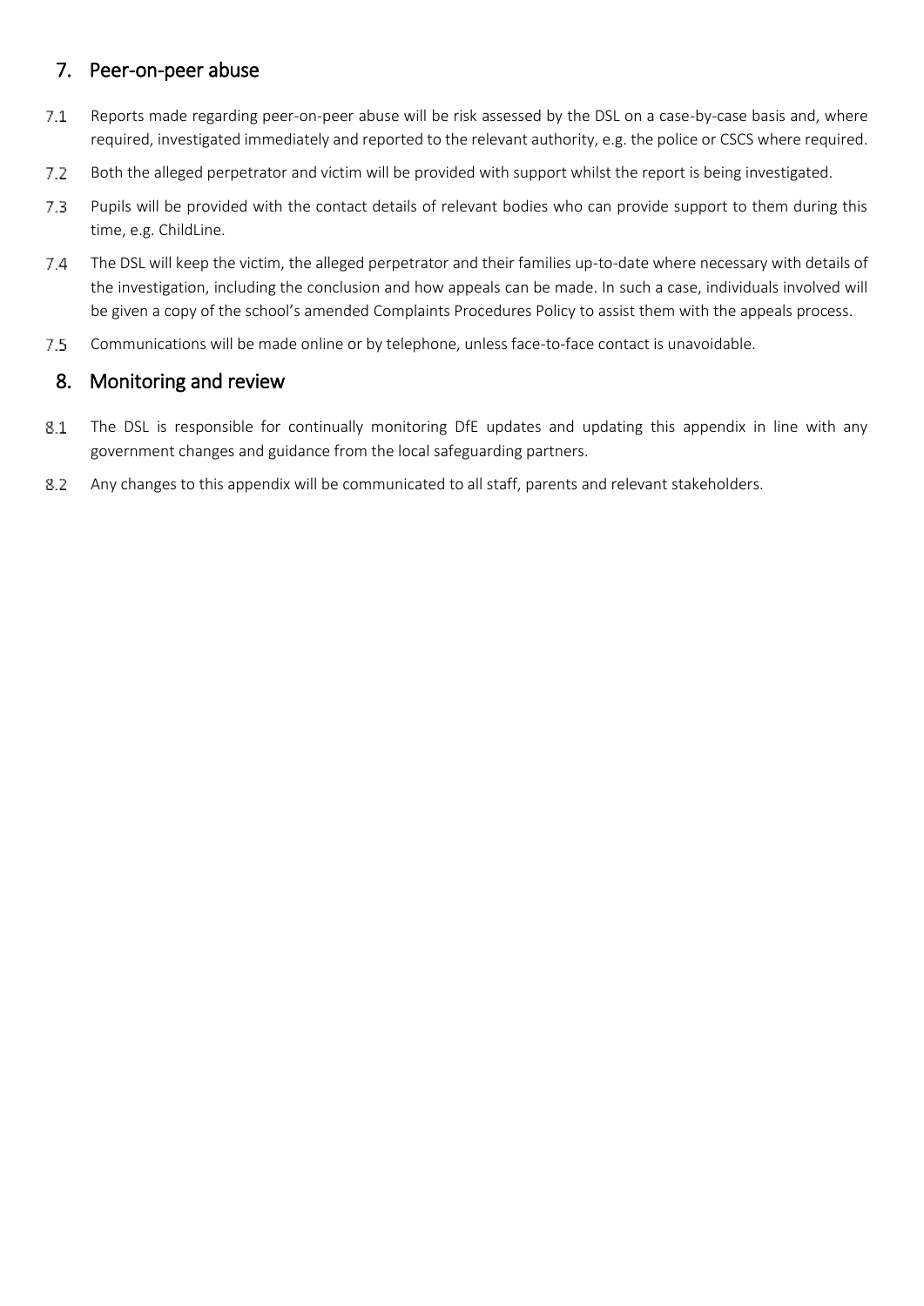## 7. Peer-on-peer abuse

7.1 Reports made regarding peer-on-peer abuse will be risk assessed by the DSL on a case-by-case basis and, where required, investigated immediately and reported to the relevant authority, e.g. the police or CSCS where required.

7.2 Both the alleged perpetrator and victim will be provided with support whilst the report is being investigated.

7.3 Pupils will be provided with the contact details of relevant bodies who can provide support to them during this time, e.g. ChildLine.

7.4 The DSL will keep the victim, the alleged perpetrator and their families up-to-date where necessary with details of the investigation, including the conclusion and how appeals can be made. In such a case, individuals involved will be given a copy of the school's amended Complaints Procedures Policy to assist them with the appeals process.

7.5 Communications will be made online or by telephone, unless face-to-face contact is unavoidable.

## 8. Monitoring and review

8.1 The DSL is responsible for continually monitoring DfE updates and updating this appendix in line with any government changes and guidance from the local safeguarding partners.

8.2 Any changes to this appendix will be communicated to all staff, parents and relevant stakeholders.